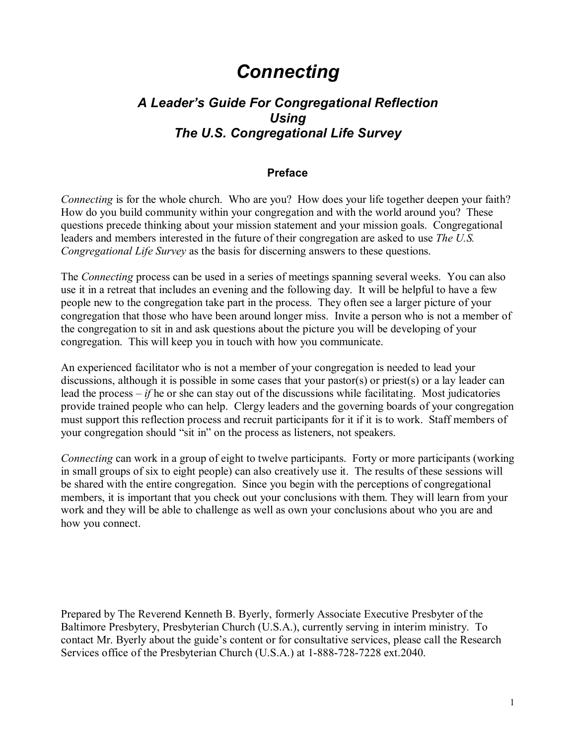# *Connecting*

## *A Leader's Guide For Congregational Reflection Using The U.S. Congregational Life Survey*

### Preface

*Connecting* is for the whole church. Who are you? How does your life together deepen your faith? How do you build community within your congregation and with the world around you? These questions precede thinking about your mission statement and your mission goals. Congregational leaders and members interested in the future of their congregation are asked to use *The U.S. Congregational Life Survey* as the basis for discerning answers to these questions.

The *Connecting* process can be used in a series of meetings spanning several weeks. You can also use it in a retreat that includes an evening and the following day. It will be helpful to have a few people new to the congregation take part in the process. They often see a larger picture of your congregation that those who have been around longer miss. Invite a person who is not a member of the congregation to sit in and ask questions about the picture you will be developing of your congregation. This will keep you in touch with how you communicate.

An experienced facilitator who is not a member of your congregation is needed to lead your discussions, although it is possible in some cases that your pastor(s) or priest(s) or a lay leader can lead the process – *if* he or she can stay out of the discussions while facilitating. Most judicatories provide trained people who can help. Clergy leaders and the governing boards of your congregation must support this reflection process and recruit participants for it if it is to work. Staff members of your congregation should "sit in" on the process as listeners, not speakers.

*Connecting* can work in a group of eight to twelve participants. Forty or more participants (working in small groups of six to eight people) can also creatively use it. The results of these sessions will be shared with the entire congregation. Since you begin with the perceptions of congregational members, it is important that you check out your conclusions with them. They will learn from your work and they will be able to challenge as well as own your conclusions about who you are and how you connect.

Prepared by The Reverend Kenneth B. Byerly, formerly Associate Executive Presbyter of the Baltimore Presbytery, Presbyterian Church (U.S.A.), currently serving in interim ministry. To contact Mr. Byerly about the guide's content or for consultative services, please call the Research Services office of the Presbyterian Church (U.S.A.) at 1-888-728-7228 ext.2040.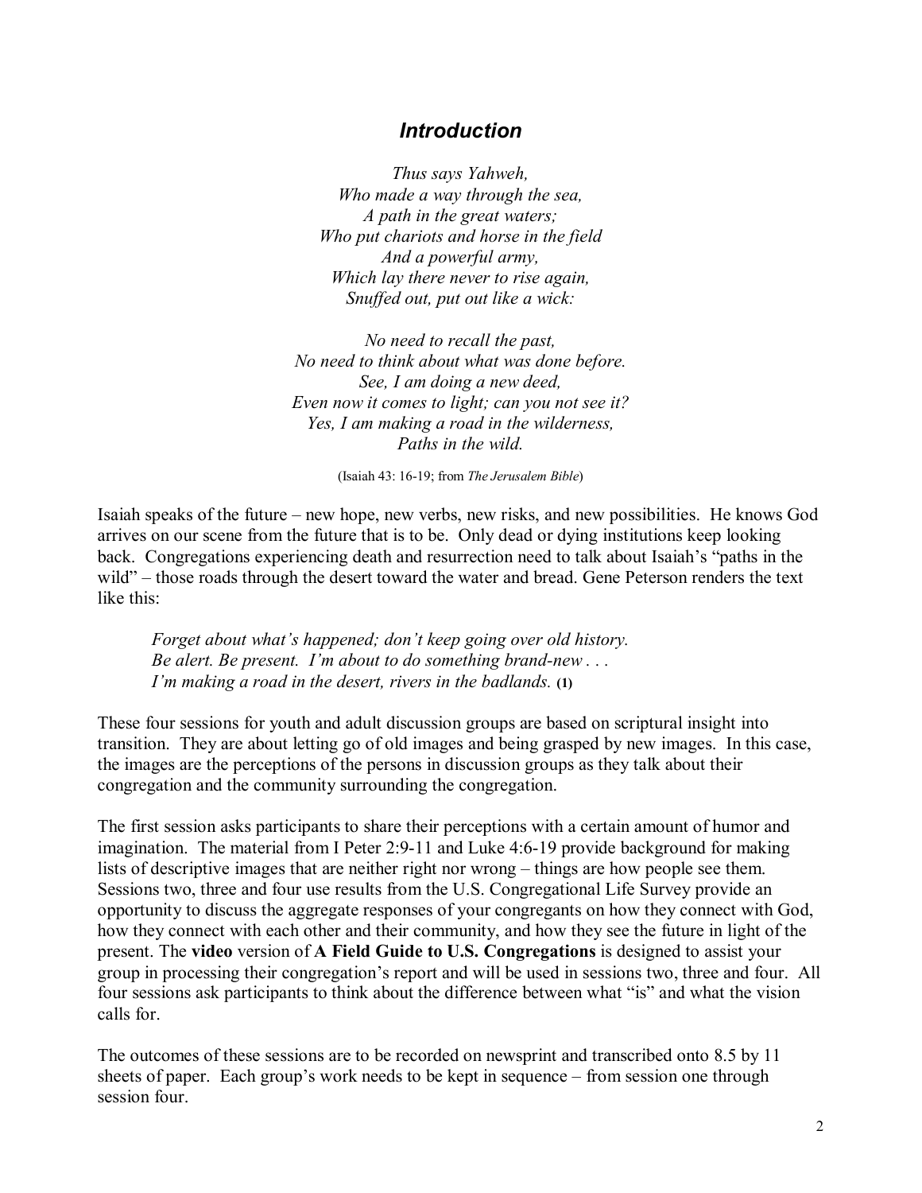## *Introduction*

*Thus says Yahweh,*
*Who made a way through the sea,*
*A path in the great waters;*
*Who put chariots and horse in the field*
*And a powerful army,*
*Which lay there never to rise again,*
*Snuffed out, put out like a wick:*

*No need to recall the past,*
*No need to think about what was done before.*
*See, I am doing a new deed,*
*Even now it comes to light; can you not see it?*
*Yes, I am making a road in the wilderness,*
*Paths in the wild.*

(Isaiah 43: 16-19; from *The Jerusalem Bible*)

Isaiah speaks of the future – new hope, new verbs, new risks, and new possibilities. He knows God arrives on our scene from the future that is to be. Only dead or dying institutions keep looking back. Congregations experiencing death and resurrection need to talk about Isaiah's "paths in the wild" – those roads through the desert toward the water and bread. Gene Peterson renders the text like this:

> *Forget about what's happened; don't keep going over old history.*
> *Be alert. Be present. I'm about to do something brand-new . . .*
> *I'm making a road in the desert, rivers in the badlands.* **(1)**

These four sessions for youth and adult discussion groups are based on scriptural insight into transition. They are about letting go of old images and being grasped by new images. In this case, the images are the perceptions of the persons in discussion groups as they talk about their congregation and the community surrounding the congregation.

The first session asks participants to share their perceptions with a certain amount of humor and imagination. The material from I Peter 2:9-11 and Luke 4:6-19 provide background for making lists of descriptive images that are neither right nor wrong – things are how people see them. Sessions two, three and four use results from the U.S. Congregational Life Survey provide an opportunity to discuss the aggregate responses of your congregants on how they connect with God, how they connect with each other and their community, and how they see the future in light of the present. The **video** version of **A Field Guide to U.S. Congregations** is designed to assist your group in processing their congregation's report and will be used in sessions two, three and four. All four sessions ask participants to think about the difference between what "is" and what the vision calls for.

The outcomes of these sessions are to be recorded on newsprint and transcribed onto 8.5 by 11 sheets of paper. Each group's work needs to be kept in sequence – from session one through session four.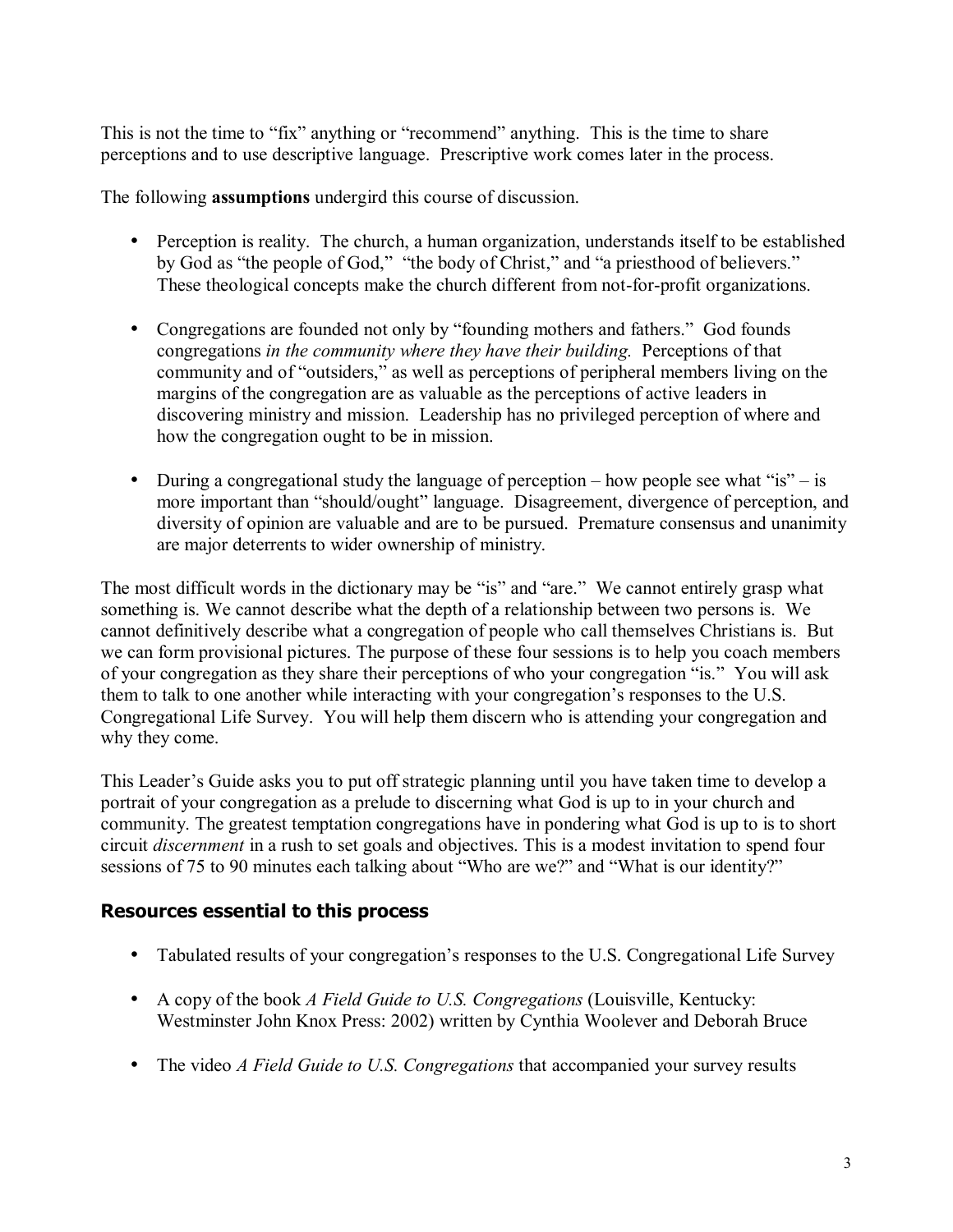This is not the time to "fix" anything or "recommend" anything. This is the time to share perceptions and to use descriptive language. Prescriptive work comes later in the process.

The following **assumptions** undergird this course of discussion.

- Perception is reality. The church, a human organization, understands itself to be established by God as "the people of God," "the body of Christ," and "a priesthood of believers." These theological concepts make the church different from not-for-profit organizations.

- Congregations are founded not only by "founding mothers and fathers." God founds congregations *in the community where they have their building.* Perceptions of that community and of "outsiders," as well as perceptions of peripheral members living on the margins of the congregation are as valuable as the perceptions of active leaders in discovering ministry and mission. Leadership has no privileged perception of where and how the congregation ought to be in mission.

- During a congregational study the language of perception – how people see what "is" – is more important than "should/ought" language. Disagreement, divergence of perception, and diversity of opinion are valuable and are to be pursued. Premature consensus and unanimity are major deterrents to wider ownership of ministry.

The most difficult words in the dictionary may be "is" and "are." We cannot entirely grasp what something is. We cannot describe what the depth of a relationship between two persons is. We cannot definitively describe what a congregation of people who call themselves Christians is. But we can form provisional pictures. The purpose of these four sessions is to help you coach members of your congregation as they share their perceptions of who your congregation "is." You will ask them to talk to one another while interacting with your congregation's responses to the U.S. Congregational Life Survey. You will help them discern who is attending your congregation and why they come.

This Leader's Guide asks you to put off strategic planning until you have taken time to develop a portrait of your congregation as a prelude to discerning what God is up to in your church and community. The greatest temptation congregations have in pondering what God is up to is to short circuit *discernment* in a rush to set goals and objectives. This is a modest invitation to spend four sessions of 75 to 90 minutes each talking about "Who are we?" and "What is our identity?"

## Resources essential to this process

- Tabulated results of your congregation's responses to the U.S. Congregational Life Survey

- A copy of the book *A Field Guide to U.S. Congregations* (Louisville, Kentucky: Westminster John Knox Press: 2002) written by Cynthia Woolever and Deborah Bruce

- The video *A Field Guide to U.S. Congregations* that accompanied your survey results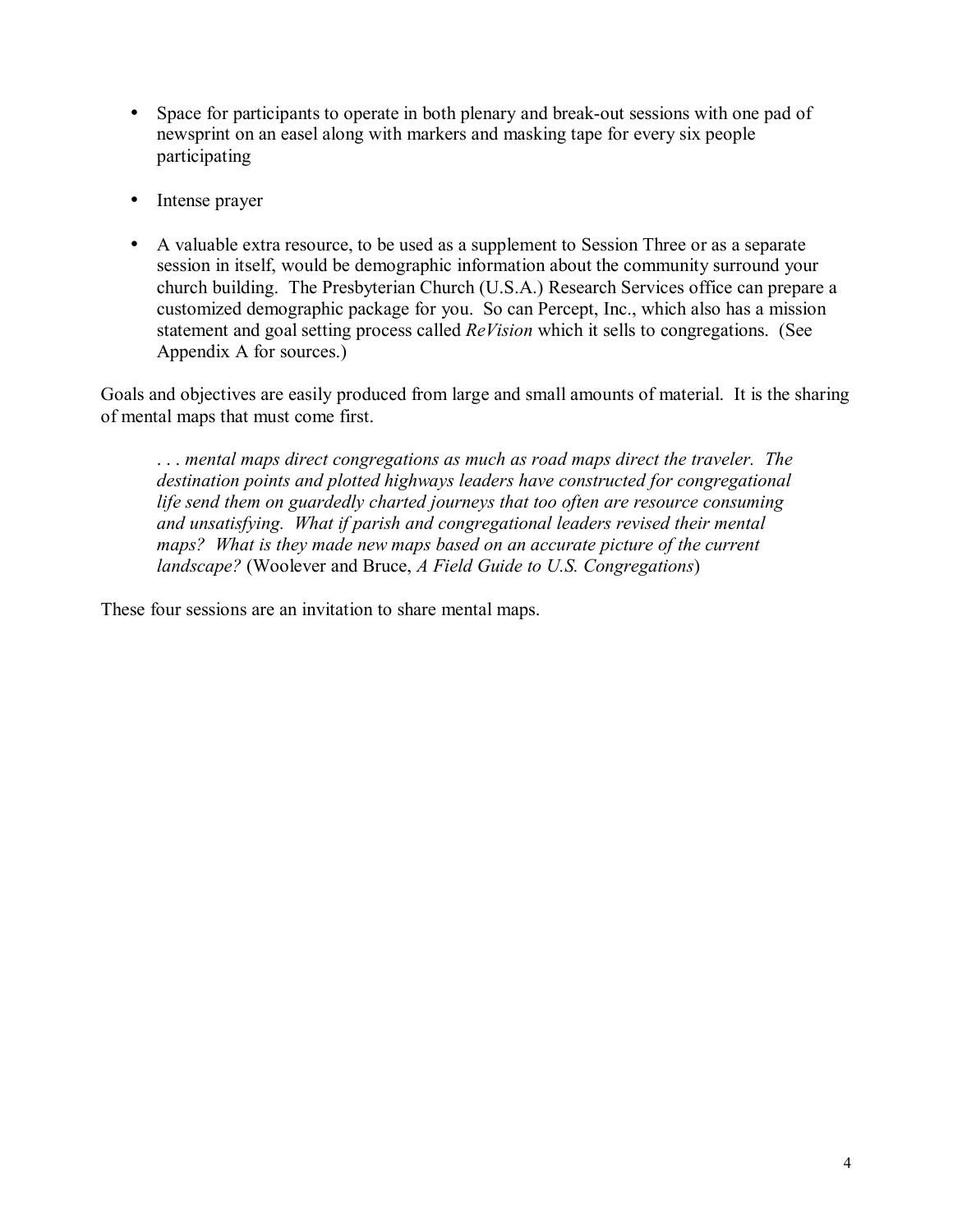- Space for participants to operate in both plenary and break-out sessions with one pad of newsprint on an easel along with markers and masking tape for every six people participating

- Intense prayer

- A valuable extra resource, to be used as a supplement to Session Three or as a separate session in itself, would be demographic information about the community surround your church building. The Presbyterian Church (U.S.A.) Research Services office can prepare a customized demographic package for you. So can Percept, Inc., which also has a mission statement and goal setting process called *ReVision* which it sells to congregations. (See Appendix A for sources.)

Goals and objectives are easily produced from large and small amounts of material. It is the sharing of mental maps that must come first.

> *. . . mental maps direct congregations as much as road maps direct the traveler. The destination points and plotted highways leaders have constructed for congregational life send them on guardedly charted journeys that too often are resource consuming and unsatisfying. What if parish and congregational leaders revised their mental maps? What is they made new maps based on an accurate picture of the current landscape?* (Woolever and Bruce, *A Field Guide to U.S. Congregations*)

These four sessions are an invitation to share mental maps.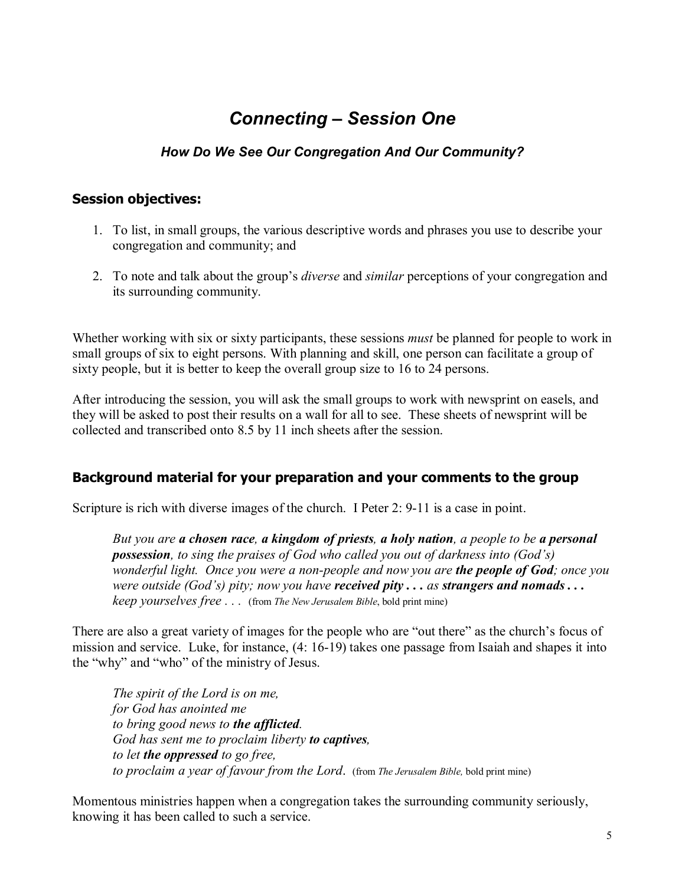# *Connecting – Session One*

### *How Do We See Our Congregation And Our Community?*

## Session objectives:

1. To list, in small groups, the various descriptive words and phrases you use to describe your congregation and community; and

2. To note and talk about the group's *diverse* and *similar* perceptions of your congregation and its surrounding community.

Whether working with six or sixty participants, these sessions *must* be planned for people to work in small groups of six to eight persons. With planning and skill, one person can facilitate a group of sixty people, but it is better to keep the overall group size to 16 to 24 persons.

After introducing the session, you will ask the small groups to work with newsprint on easels, and they will be asked to post their results on a wall for all to see. These sheets of newsprint will be collected and transcribed onto 8.5 by 11 inch sheets after the session.

## Background material for your preparation and your comments to the group

Scripture is rich with diverse images of the church. I Peter 2: 9-11 is a case in point.

> *But you are **a chosen race**, **a kingdom of priests**, **a holy nation**, a people to be **a personal possession**, to sing the praises of God who called you out of darkness into (God's) wonderful light. Once you were a non-people and now you are **the people of God**; once you were outside (God's) pity; now you have **received pity . . .** as **strangers and nomads . . .** keep yourselves free . . .* (from *The New Jerusalem Bible*, bold print mine)

There are also a great variety of images for the people who are "out there" as the church's focus of mission and service. Luke, for instance, (4: 16-19) takes one passage from Isaiah and shapes it into the "why" and "who" of the ministry of Jesus.

> *The spirit of the Lord is on me,*
> *for God has anointed me*
> *to bring good news to **the afflicted**.*
> *God has sent me to proclaim liberty **to captives**,*
> *to let **the oppressed** to go free,*
> *to proclaim a year of favour from the Lord*. (from *The Jerusalem Bible,* bold print mine)

Momentous ministries happen when a congregation takes the surrounding community seriously, knowing it has been called to such a service.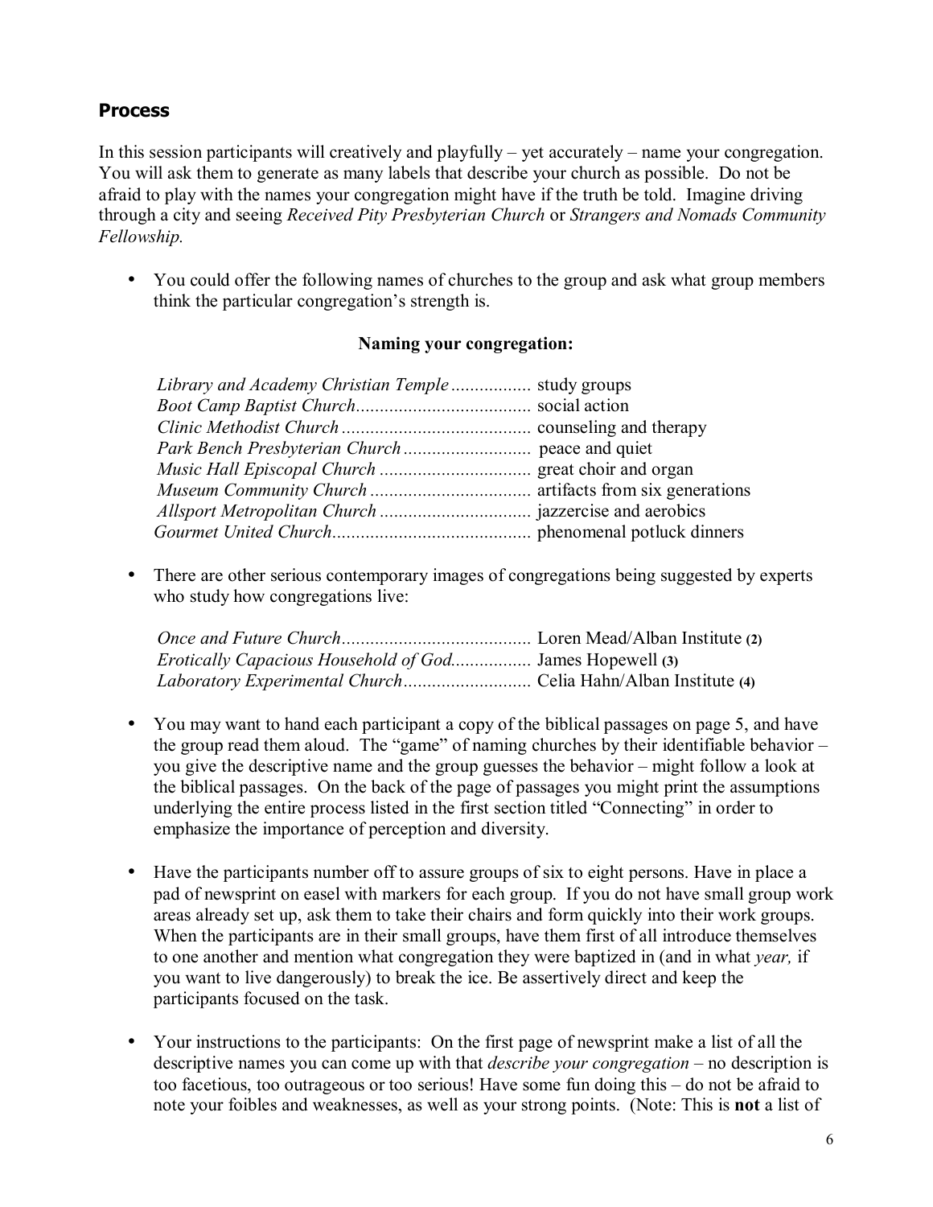## Process

In this session participants will creatively and playfully – yet accurately – name your congregation. You will ask them to generate as many labels that describe your church as possible. Do not be afraid to play with the names your congregation might have if the truth be told. Imagine driving through a city and seeing *Received Pity Presbyterian Church* or *Strangers and Nomads Community Fellowship.*

- You could offer the following names of churches to the group and ask what group members think the particular congregation's strength is.

**Naming your congregation:**

*Library and Academy Christian Temple* ................. study groups
*Boot Camp Baptist Church*..................................... social action
*Clinic Methodist Church* ........................................ counseling and therapy
*Park Bench Presbyterian Church* ........................... peace and quiet
*Music Hall Episcopal Church* ................................ great choir and organ
*Museum Community Church* .................................. artifacts from six generations
*Allsport Metropolitan Church* ................................ jazzercise and aerobics
*Gourmet United Church*.......................................... phenomenal potluck dinners

- There are other serious contemporary images of congregations being suggested by experts who study how congregations live:

*Once and Future Church*........................................ Loren Mead/Alban Institute **(2)**
*Erotically Capacious Household of God*................. James Hopewell **(3)**
*Laboratory Experimental Church*........................... Celia Hahn/Alban Institute **(4)**

- You may want to hand each participant a copy of the biblical passages on page 5, and have the group read them aloud. The "game" of naming churches by their identifiable behavior – you give the descriptive name and the group guesses the behavior – might follow a look at the biblical passages. On the back of the page of passages you might print the assumptions underlying the entire process listed in the first section titled "Connecting" in order to emphasize the importance of perception and diversity.

- Have the participants number off to assure groups of six to eight persons. Have in place a pad of newsprint on easel with markers for each group. If you do not have small group work areas already set up, ask them to take their chairs and form quickly into their work groups. When the participants are in their small groups, have them first of all introduce themselves to one another and mention what congregation they were baptized in (and in what *year,* if you want to live dangerously) to break the ice. Be assertively direct and keep the participants focused on the task.

- Your instructions to the participants: On the first page of newsprint make a list of all the descriptive names you can come up with that *describe your congregation* – no description is too facetious, too outrageous or too serious! Have some fun doing this – do not be afraid to note your foibles and weaknesses, as well as your strong points. (Note: This is **not** a list of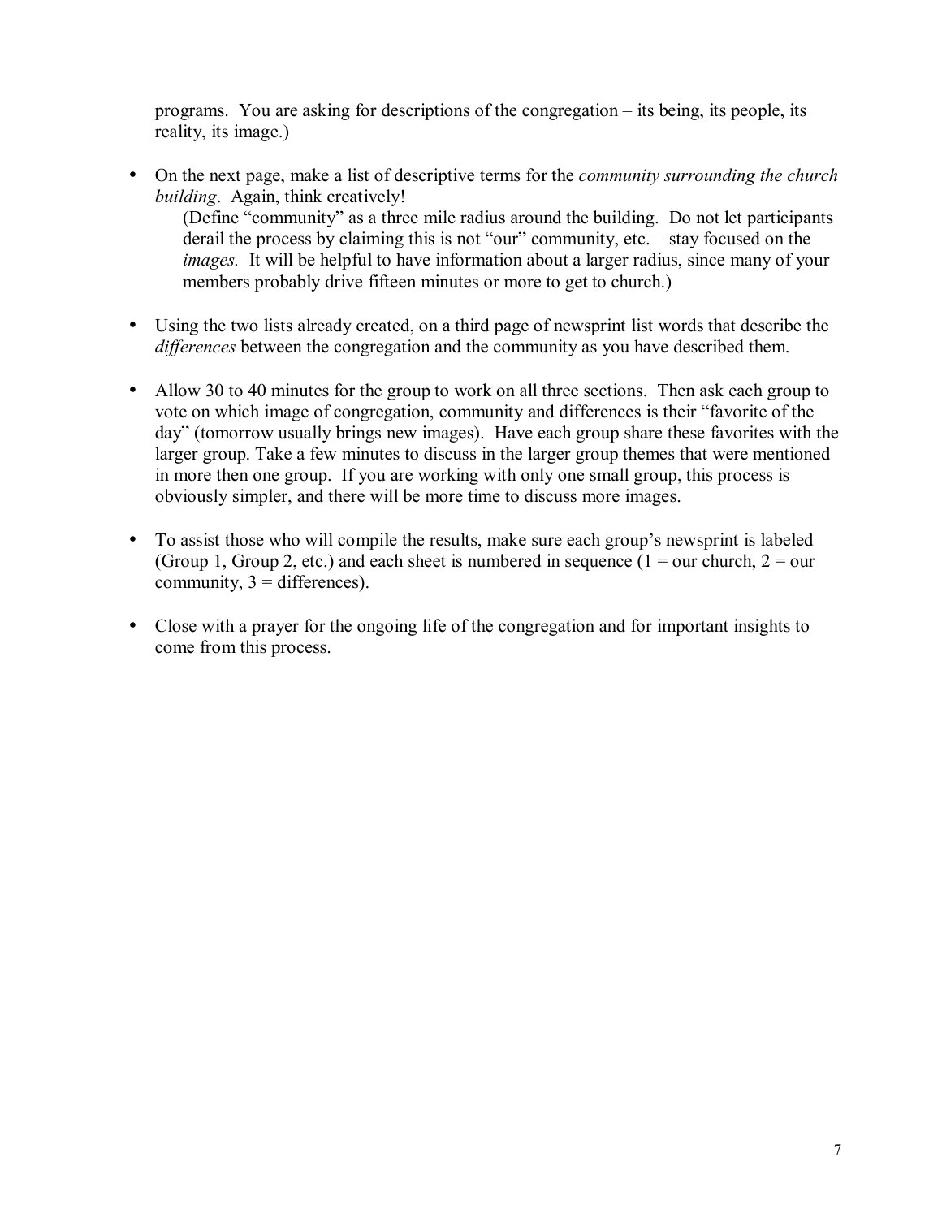programs. You are asking for descriptions of the congregation – its being, its people, its reality, its image.)

- On the next page, make a list of descriptive terms for the *community surrounding the church building*. Again, think creatively!
  (Define "community" as a three mile radius around the building. Do not let participants derail the process by claiming this is not "our" community, etc. – stay focused on the *images.* It will be helpful to have information about a larger radius, since many of your members probably drive fifteen minutes or more to get to church.)

- Using the two lists already created, on a third page of newsprint list words that describe the *differences* between the congregation and the community as you have described them.

- Allow 30 to 40 minutes for the group to work on all three sections. Then ask each group to vote on which image of congregation, community and differences is their "favorite of the day" (tomorrow usually brings new images). Have each group share these favorites with the larger group. Take a few minutes to discuss in the larger group themes that were mentioned in more then one group. If you are working with only one small group, this process is obviously simpler, and there will be more time to discuss more images.

- To assist those who will compile the results, make sure each group's newsprint is labeled (Group 1, Group 2, etc.) and each sheet is numbered in sequence (1 = our church, 2 = our community, 3 = differences).

- Close with a prayer for the ongoing life of the congregation and for important insights to come from this process.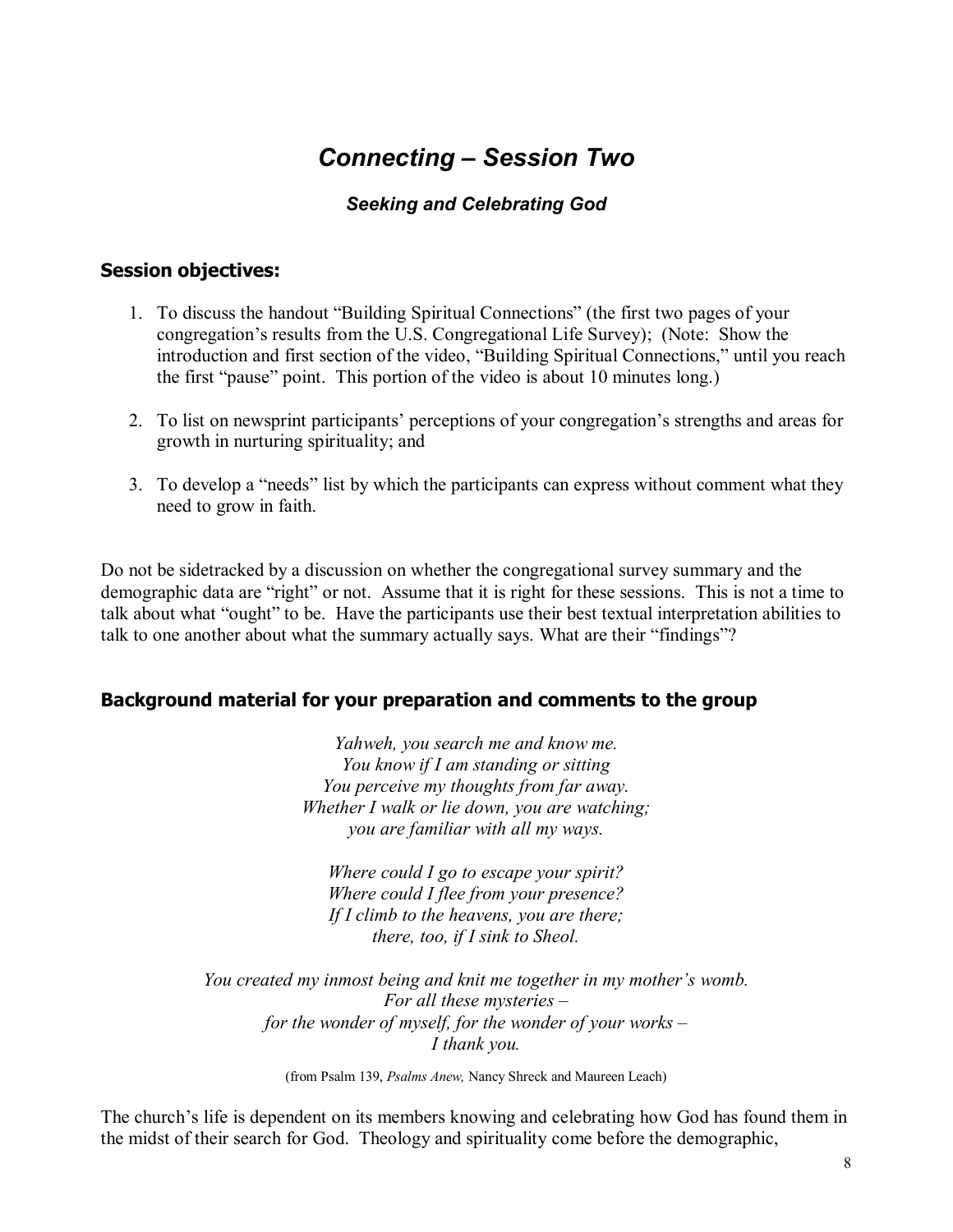# *Connecting – Session Two*

### *Seeking and Celebrating God*

## Session objectives:

1. To discuss the handout "Building Spiritual Connections" (the first two pages of your congregation's results from the U.S. Congregational Life Survey); (Note: Show the introduction and first section of the video, "Building Spiritual Connections," until you reach the first "pause" point. This portion of the video is about 10 minutes long.)

2. To list on newsprint participants' perceptions of your congregation's strengths and areas for growth in nurturing spirituality; and

3. To develop a "needs" list by which the participants can express without comment what they need to grow in faith.

Do not be sidetracked by a discussion on whether the congregational survey summary and the demographic data are "right" or not. Assume that it is right for these sessions. This is not a time to talk about what "ought" to be. Have the participants use their best textual interpretation abilities to talk to one another about what the summary actually says. What are their "findings"?

## Background material for your preparation and comments to the group

*Yahweh, you search me and know me.*
*You know if I am standing or sitting*
*You perceive my thoughts from far away.*
*Whether I walk or lie down, you are watching;*
*you are familiar with all my ways.*

*Where could I go to escape your spirit?*
*Where could I flee from your presence?*
*If I climb to the heavens, you are there;*
*there, too, if I sink to Sheol.*

*You created my inmost being and knit me together in my mother's womb.*
*For all these mysteries –*
*for the wonder of myself, for the wonder of your works –*
*I thank you.*

(from Psalm 139, *Psalms Anew,* Nancy Shreck and Maureen Leach)

The church's life is dependent on its members knowing and celebrating how God has found them in the midst of their search for God. Theology and spirituality come before the demographic,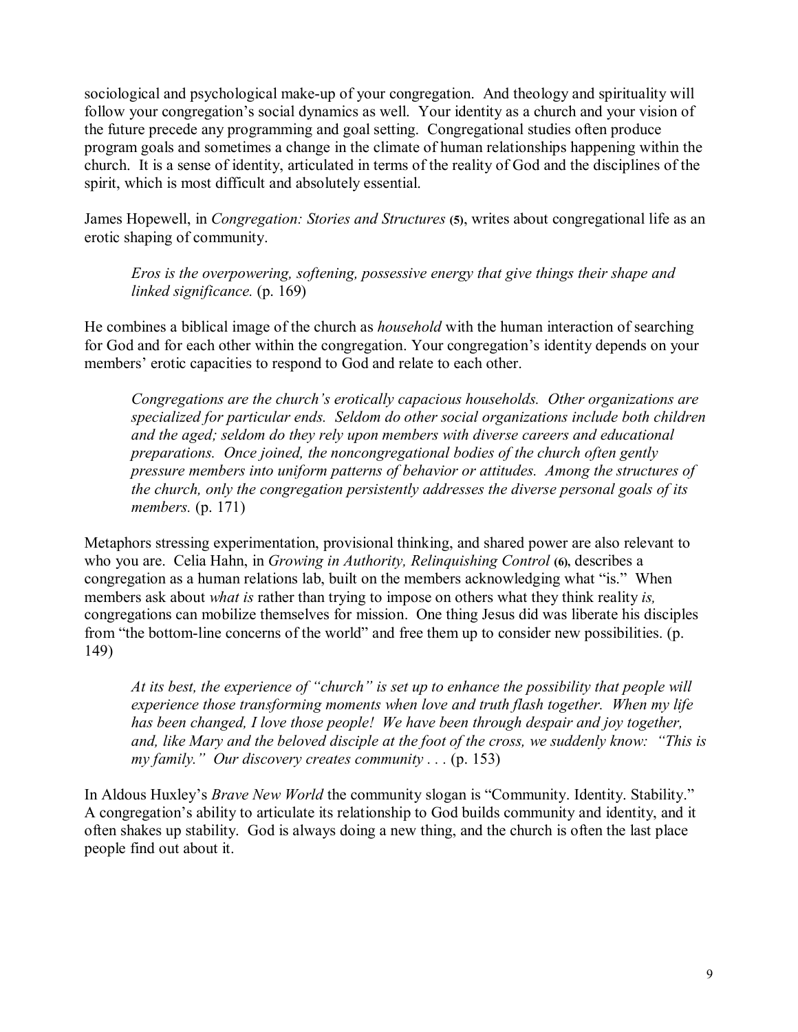sociological and psychological make-up of your congregation. And theology and spirituality will follow your congregation's social dynamics as well. Your identity as a church and your vision of the future precede any programming and goal setting. Congregational studies often produce program goals and sometimes a change in the climate of human relationships happening within the church. It is a sense of identity, articulated in terms of the reality of God and the disciplines of the spirit, which is most difficult and absolutely essential.

James Hopewell, in *Congregation: Stories and Structures* **(5)**, writes about congregational life as an erotic shaping of community.

> *Eros is the overpowering, softening, possessive energy that give things their shape and linked significance.* (p. 169)

He combines a biblical image of the church as *household* with the human interaction of searching for God and for each other within the congregation. Your congregation's identity depends on your members' erotic capacities to respond to God and relate to each other.

> *Congregations are the church's erotically capacious households. Other organizations are specialized for particular ends. Seldom do other social organizations include both children and the aged; seldom do they rely upon members with diverse careers and educational preparations. Once joined, the noncongregational bodies of the church often gently pressure members into uniform patterns of behavior or attitudes. Among the structures of the church, only the congregation persistently addresses the diverse personal goals of its members.* (p. 171)

Metaphors stressing experimentation, provisional thinking, and shared power are also relevant to who you are. Celia Hahn, in *Growing in Authority, Relinquishing Control* **(6)**, describes a congregation as a human relations lab, built on the members acknowledging what "is." When members ask about *what is* rather than trying to impose on others what they think reality *is,* congregations can mobilize themselves for mission. One thing Jesus did was liberate his disciples from "the bottom-line concerns of the world" and free them up to consider new possibilities. (p. 149)

> *At its best, the experience of "church" is set up to enhance the possibility that people will experience those transforming moments when love and truth flash together. When my life has been changed, I love those people! We have been through despair and joy together, and, like Mary and the beloved disciple at the foot of the cross, we suddenly know: "This is my family." Our discovery creates community . . .* (p. 153)

In Aldous Huxley's *Brave New World* the community slogan is "Community. Identity. Stability." A congregation's ability to articulate its relationship to God builds community and identity, and it often shakes up stability. God is always doing a new thing, and the church is often the last place people find out about it.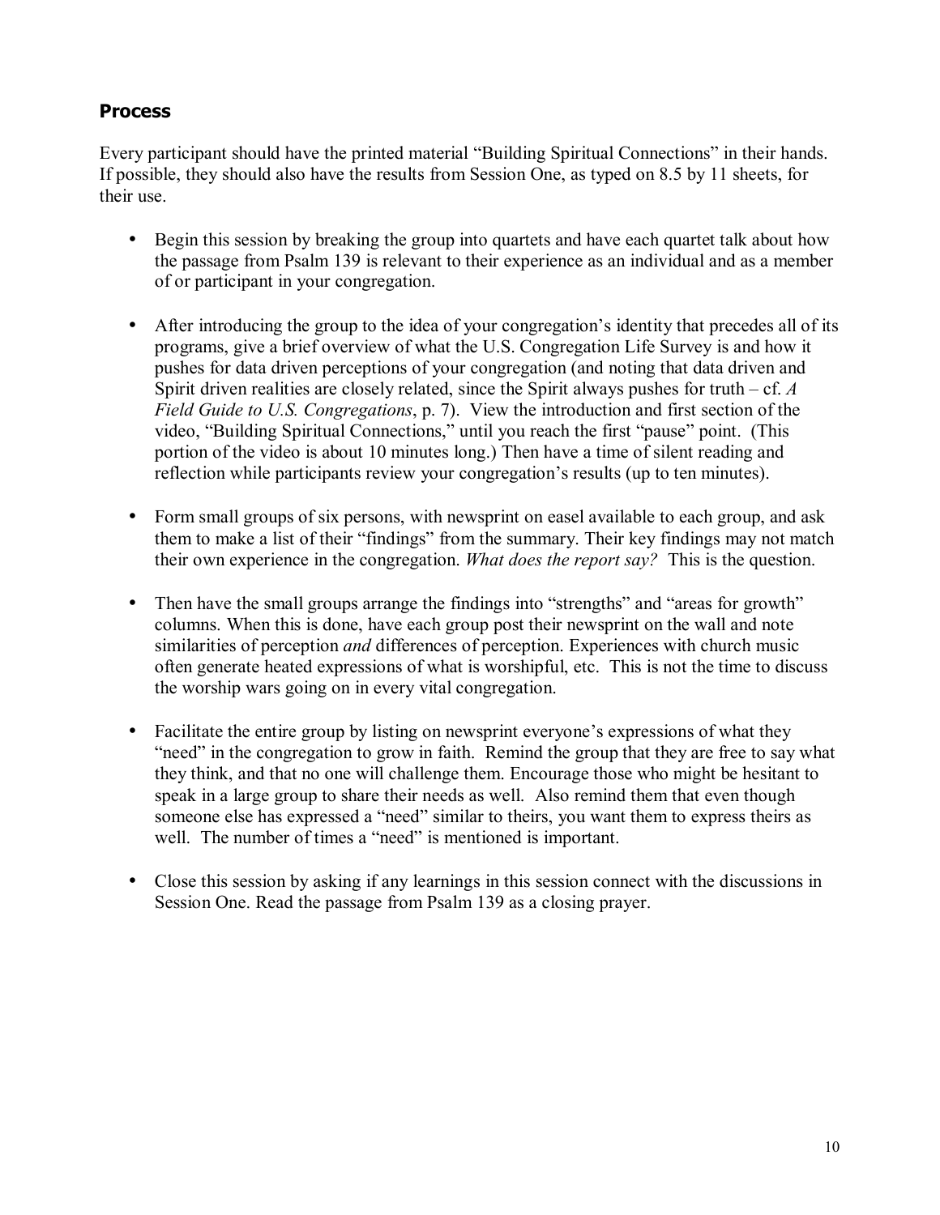## Process

Every participant should have the printed material "Building Spiritual Connections" in their hands. If possible, they should also have the results from Session One, as typed on 8.5 by 11 sheets, for their use.

- Begin this session by breaking the group into quartets and have each quartet talk about how the passage from Psalm 139 is relevant to their experience as an individual and as a member of or participant in your congregation.

- After introducing the group to the idea of your congregation's identity that precedes all of its programs, give a brief overview of what the U.S. Congregation Life Survey is and how it pushes for data driven perceptions of your congregation (and noting that data driven and Spirit driven realities are closely related, since the Spirit always pushes for truth – cf. *A Field Guide to U.S. Congregations*, p. 7). View the introduction and first section of the video, "Building Spiritual Connections," until you reach the first "pause" point. (This portion of the video is about 10 minutes long.) Then have a time of silent reading and reflection while participants review your congregation's results (up to ten minutes).

- Form small groups of six persons, with newsprint on easel available to each group, and ask them to make a list of their "findings" from the summary. Their key findings may not match their own experience in the congregation. *What does the report say?* This is the question.

- Then have the small groups arrange the findings into "strengths" and "areas for growth" columns. When this is done, have each group post their newsprint on the wall and note similarities of perception *and* differences of perception. Experiences with church music often generate heated expressions of what is worshipful, etc. This is not the time to discuss the worship wars going on in every vital congregation.

- Facilitate the entire group by listing on newsprint everyone's expressions of what they "need" in the congregation to grow in faith. Remind the group that they are free to say what they think, and that no one will challenge them. Encourage those who might be hesitant to speak in a large group to share their needs as well. Also remind them that even though someone else has expressed a "need" similar to theirs, you want them to express theirs as well. The number of times a "need" is mentioned is important.

- Close this session by asking if any learnings in this session connect with the discussions in Session One. Read the passage from Psalm 139 as a closing prayer.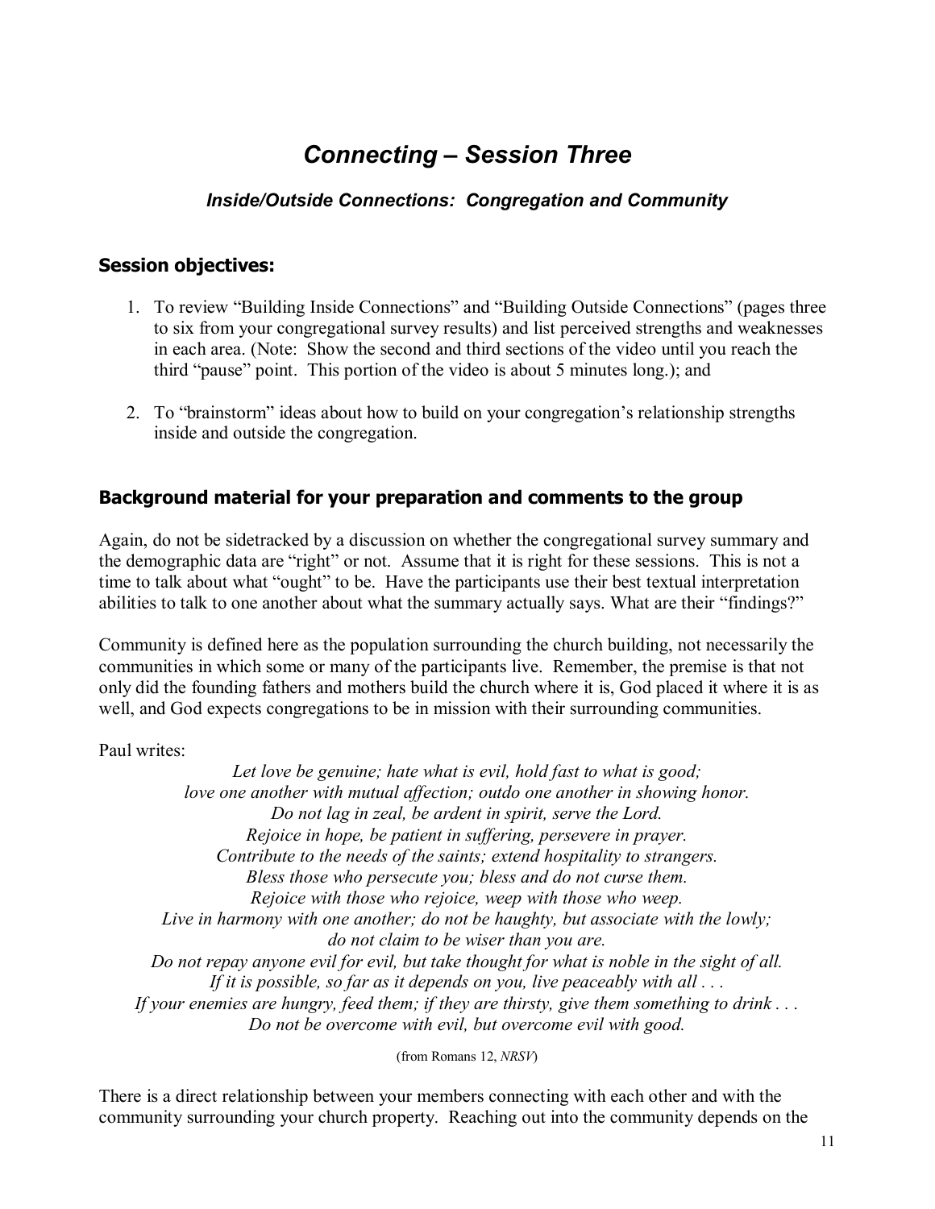# *Connecting – Session Three*

### *Inside/Outside Connections: Congregation and Community*

## Session objectives:

1. To review "Building Inside Connections" and "Building Outside Connections" (pages three to six from your congregational survey results) and list perceived strengths and weaknesses in each area. (Note: Show the second and third sections of the video until you reach the third "pause" point. This portion of the video is about 5 minutes long.); and

2. To "brainstorm" ideas about how to build on your congregation's relationship strengths inside and outside the congregation.

## Background material for your preparation and comments to the group

Again, do not be sidetracked by a discussion on whether the congregational survey summary and the demographic data are "right" or not. Assume that it is right for these sessions. This is not a time to talk about what "ought" to be. Have the participants use their best textual interpretation abilities to talk to one another about what the summary actually says. What are their "findings?"

Community is defined here as the population surrounding the church building, not necessarily the communities in which some or many of the participants live. Remember, the premise is that not only did the founding fathers and mothers build the church where it is, God placed it where it is as well, and God expects congregations to be in mission with their surrounding communities.

Paul writes:

*Let love be genuine; hate what is evil, hold fast to what is good;*
*love one another with mutual affection; outdo one another in showing honor.*
*Do not lag in zeal, be ardent in spirit, serve the Lord.*
*Rejoice in hope, be patient in suffering, persevere in prayer.*
*Contribute to the needs of the saints; extend hospitality to strangers.*
*Bless those who persecute you; bless and do not curse them.*
*Rejoice with those who rejoice, weep with those who weep.*
*Live in harmony with one another; do not be haughty, but associate with the lowly;*
*do not claim to be wiser than you are.*
*Do not repay anyone evil for evil, but take thought for what is noble in the sight of all.*
*If it is possible, so far as it depends on you, live peaceably with all . . .*
*If your enemies are hungry, feed them; if they are thirsty, give them something to drink . . .*
*Do not be overcome with evil, but overcome evil with good.*

(from Romans 12, *NRSV*)

There is a direct relationship between your members connecting with each other and with the community surrounding your church property. Reaching out into the community depends on the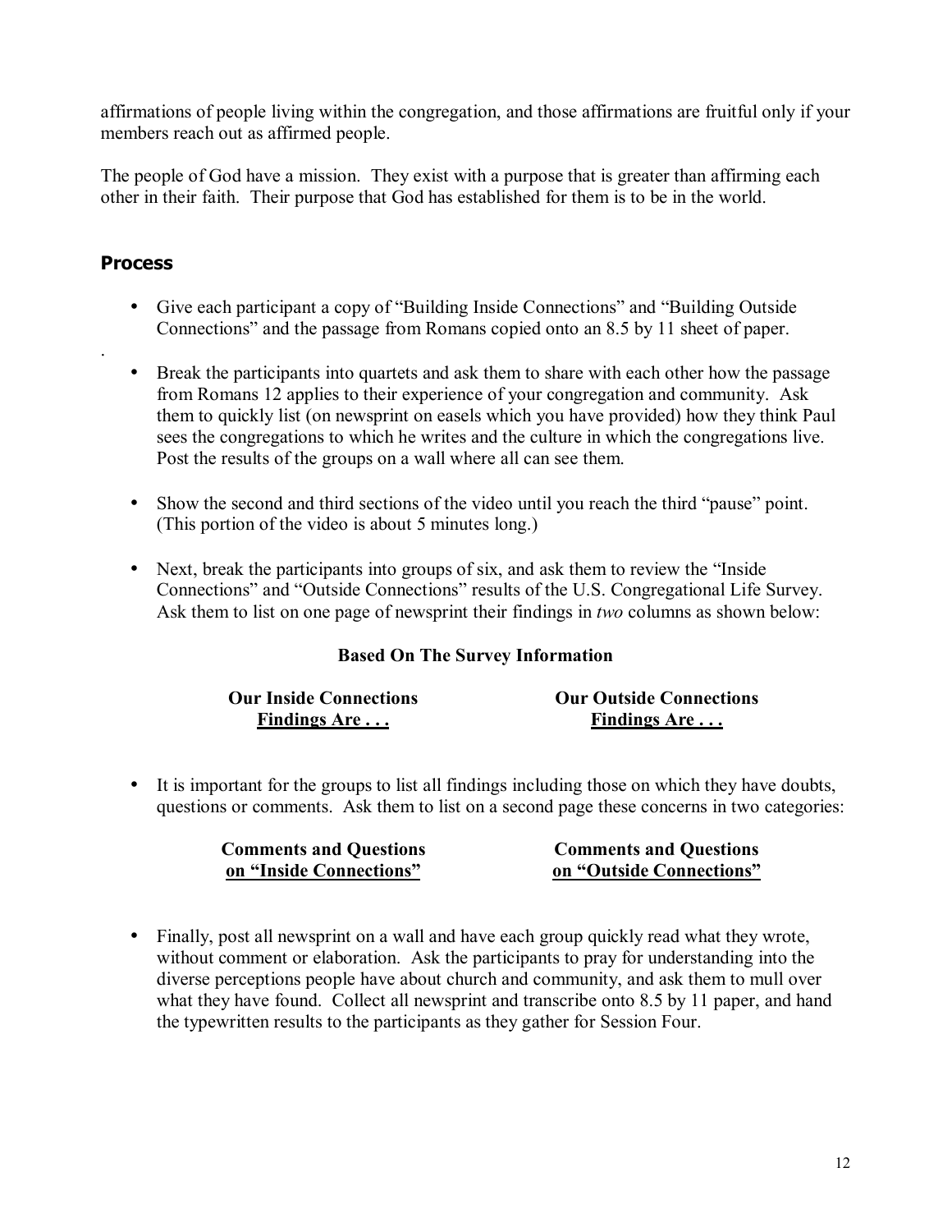affirmations of people living within the congregation, and those affirmations are fruitful only if your members reach out as affirmed people.

The people of God have a mission. They exist with a purpose that is greater than affirming each other in their faith. Their purpose that God has established for them is to be in the world.

## Process

- Give each participant a copy of "Building Inside Connections" and "Building Outside Connections" and the passage from Romans copied onto an 8.5 by 11 sheet of paper.

- Break the participants into quartets and ask them to share with each other how the passage from Romans 12 applies to their experience of your congregation and community. Ask them to quickly list (on newsprint on easels which you have provided) how they think Paul sees the congregations to which he writes and the culture in which the congregations live. Post the results of the groups on a wall where all can see them.

- Show the second and third sections of the video until you reach the third "pause" point. (This portion of the video is about 5 minutes long.)

- Next, break the participants into groups of six, and ask them to review the "Inside Connections" and "Outside Connections" results of the U.S. Congregational Life Survey. Ask them to list on one page of newsprint their findings in *two* columns as shown below:

**Based On The Survey Information**

| **Our Inside Connections** <br> **<u>Findings Are . . .</u>** | **Our Outside Connections** <br> **<u>Findings Are . . .</u>** |
|---|---|

- It is important for the groups to list all findings including those on which they have doubts, questions or comments. Ask them to list on a second page these concerns in two categories:

| **Comments and Questions** <br> **<u>on "Inside Connections"</u>** | **Comments and Questions** <br> **<u>on "Outside Connections"</u>** |
|---|---|

- Finally, post all newsprint on a wall and have each group quickly read what they wrote, without comment or elaboration. Ask the participants to pray for understanding into the diverse perceptions people have about church and community, and ask them to mull over what they have found. Collect all newsprint and transcribe onto 8.5 by 11 paper, and hand the typewritten results to the participants as they gather for Session Four.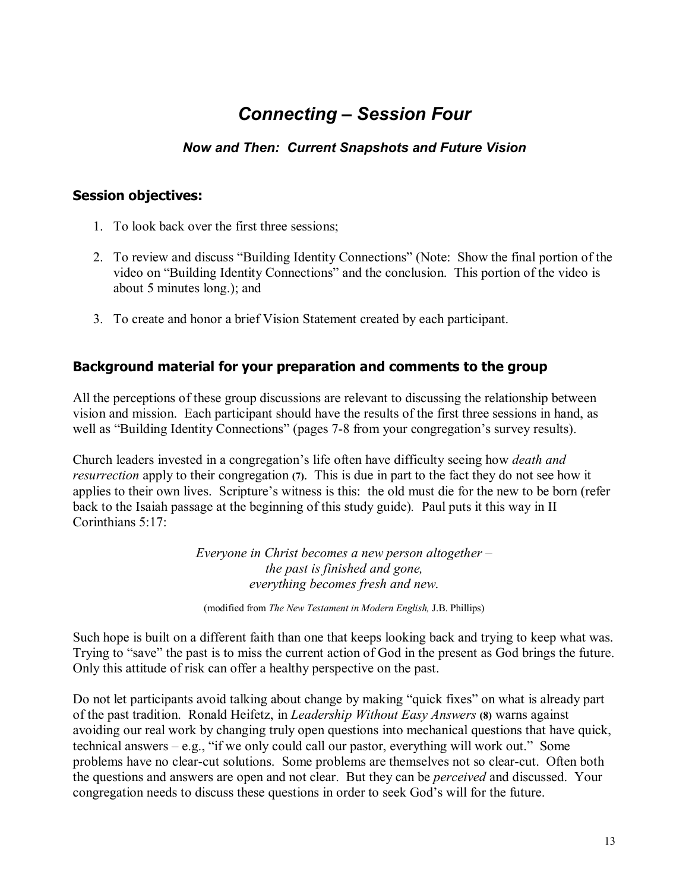# *Connecting – Session Four*

### *Now and Then: Current Snapshots and Future Vision*

## Session objectives:

1. To look back over the first three sessions;

2. To review and discuss "Building Identity Connections" (Note: Show the final portion of the video on "Building Identity Connections" and the conclusion. This portion of the video is about 5 minutes long.); and

3. To create and honor a brief Vision Statement created by each participant.

## Background material for your preparation and comments to the group

All the perceptions of these group discussions are relevant to discussing the relationship between vision and mission. Each participant should have the results of the first three sessions in hand, as well as "Building Identity Connections" (pages 7-8 from your congregation's survey results).

Church leaders invested in a congregation's life often have difficulty seeing how *death and resurrection* apply to their congregation **(7)**. This is due in part to the fact they do not see how it applies to their own lives. Scripture's witness is this: the old must die for the new to be born (refer back to the Isaiah passage at the beginning of this study guide). Paul puts it this way in II Corinthians 5:17:

> *Everyone in Christ becomes a new person altogether –*
> *the past is finished and gone,*
> *everything becomes fresh and new.*

(modified from *The New Testament in Modern English,* J.B. Phillips)

Such hope is built on a different faith than one that keeps looking back and trying to keep what was. Trying to "save" the past is to miss the current action of God in the present as God brings the future. Only this attitude of risk can offer a healthy perspective on the past.

Do not let participants avoid talking about change by making "quick fixes" on what is already part of the past tradition. Ronald Heifetz, in *Leadership Without Easy Answers* **(8)** warns against avoiding our real work by changing truly open questions into mechanical questions that have quick, technical answers – e.g., "if we only could call our pastor, everything will work out." Some problems have no clear-cut solutions. Some problems are themselves not so clear-cut. Often both the questions and answers are open and not clear. But they can be *perceived* and discussed. Your congregation needs to discuss these questions in order to seek God's will for the future.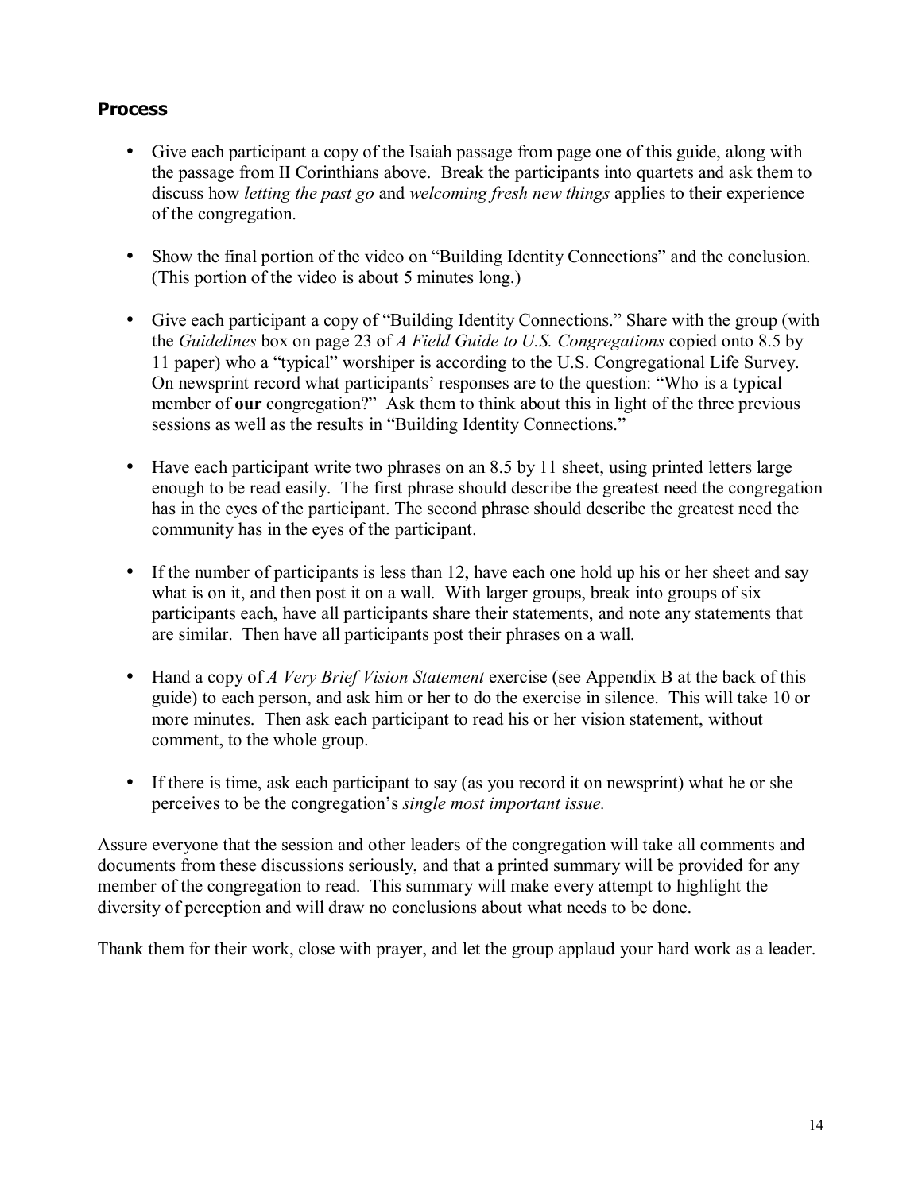### Process

- Give each participant a copy of the Isaiah passage from page one of this guide, along with the passage from II Corinthians above. Break the participants into quartets and ask them to discuss how *letting the past go* and *welcoming fresh new things* applies to their experience of the congregation.

- Show the final portion of the video on "Building Identity Connections" and the conclusion. (This portion of the video is about 5 minutes long.)

- Give each participant a copy of "Building Identity Connections." Share with the group (with the *Guidelines* box on page 23 of *A Field Guide to U.S. Congregations* copied onto 8.5 by 11 paper) who a "typical" worshiper is according to the U.S. Congregational Life Survey. On newsprint record what participants' responses are to the question: "Who is a typical member of **our** congregation?" Ask them to think about this in light of the three previous sessions as well as the results in "Building Identity Connections."

- Have each participant write two phrases on an 8.5 by 11 sheet, using printed letters large enough to be read easily. The first phrase should describe the greatest need the congregation has in the eyes of the participant. The second phrase should describe the greatest need the community has in the eyes of the participant.

- If the number of participants is less than 12, have each one hold up his or her sheet and say what is on it, and then post it on a wall. With larger groups, break into groups of six participants each, have all participants share their statements, and note any statements that are similar. Then have all participants post their phrases on a wall.

- Hand a copy of *A Very Brief Vision Statement* exercise (see Appendix B at the back of this guide) to each person, and ask him or her to do the exercise in silence. This will take 10 or more minutes. Then ask each participant to read his or her vision statement, without comment, to the whole group.

- If there is time, ask each participant to say (as you record it on newsprint) what he or she perceives to be the congregation's *single most important issue.*

Assure everyone that the session and other leaders of the congregation will take all comments and documents from these discussions seriously, and that a printed summary will be provided for any member of the congregation to read. This summary will make every attempt to highlight the diversity of perception and will draw no conclusions about what needs to be done.

Thank them for their work, close with prayer, and let the group applaud your hard work as a leader.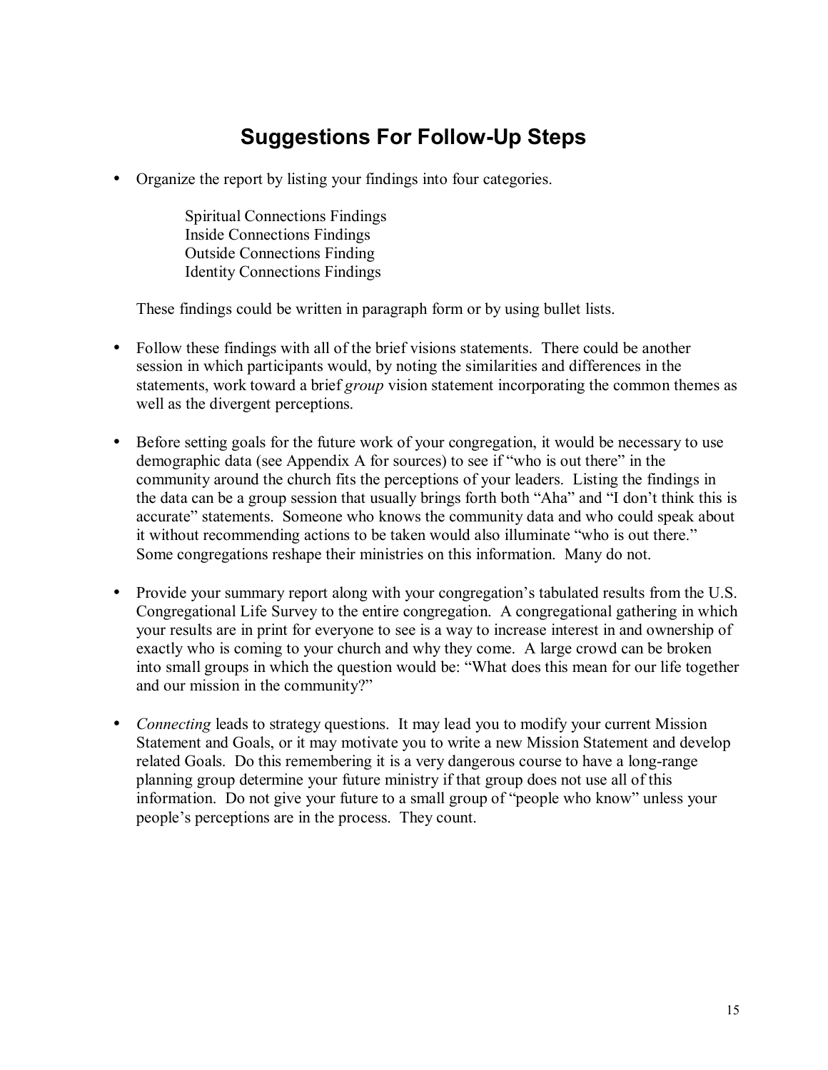# Suggestions For Follow-Up Steps

- Organize the report by listing your findings into four categories.

  Spiritual Connections Findings
  Inside Connections Findings
  Outside Connections Finding
  Identity Connections Findings

  These findings could be written in paragraph form or by using bullet lists.

- Follow these findings with all of the brief visions statements. There could be another session in which participants would, by noting the similarities and differences in the statements, work toward a brief *group* vision statement incorporating the common themes as well as the divergent perceptions.

- Before setting goals for the future work of your congregation, it would be necessary to use demographic data (see Appendix A for sources) to see if "who is out there" in the community around the church fits the perceptions of your leaders. Listing the findings in the data can be a group session that usually brings forth both "Aha" and "I don't think this is accurate" statements. Someone who knows the community data and who could speak about it without recommending actions to be taken would also illuminate "who is out there." Some congregations reshape their ministries on this information. Many do not.

- Provide your summary report along with your congregation's tabulated results from the U.S. Congregational Life Survey to the entire congregation. A congregational gathering in which your results are in print for everyone to see is a way to increase interest in and ownership of exactly who is coming to your church and why they come. A large crowd can be broken into small groups in which the question would be: "What does this mean for our life together and our mission in the community?"

- *Connecting* leads to strategy questions. It may lead you to modify your current Mission Statement and Goals, or it may motivate you to write a new Mission Statement and develop related Goals. Do this remembering it is a very dangerous course to have a long-range planning group determine your future ministry if that group does not use all of this information. Do not give your future to a small group of "people who know" unless your people's perceptions are in the process. They count.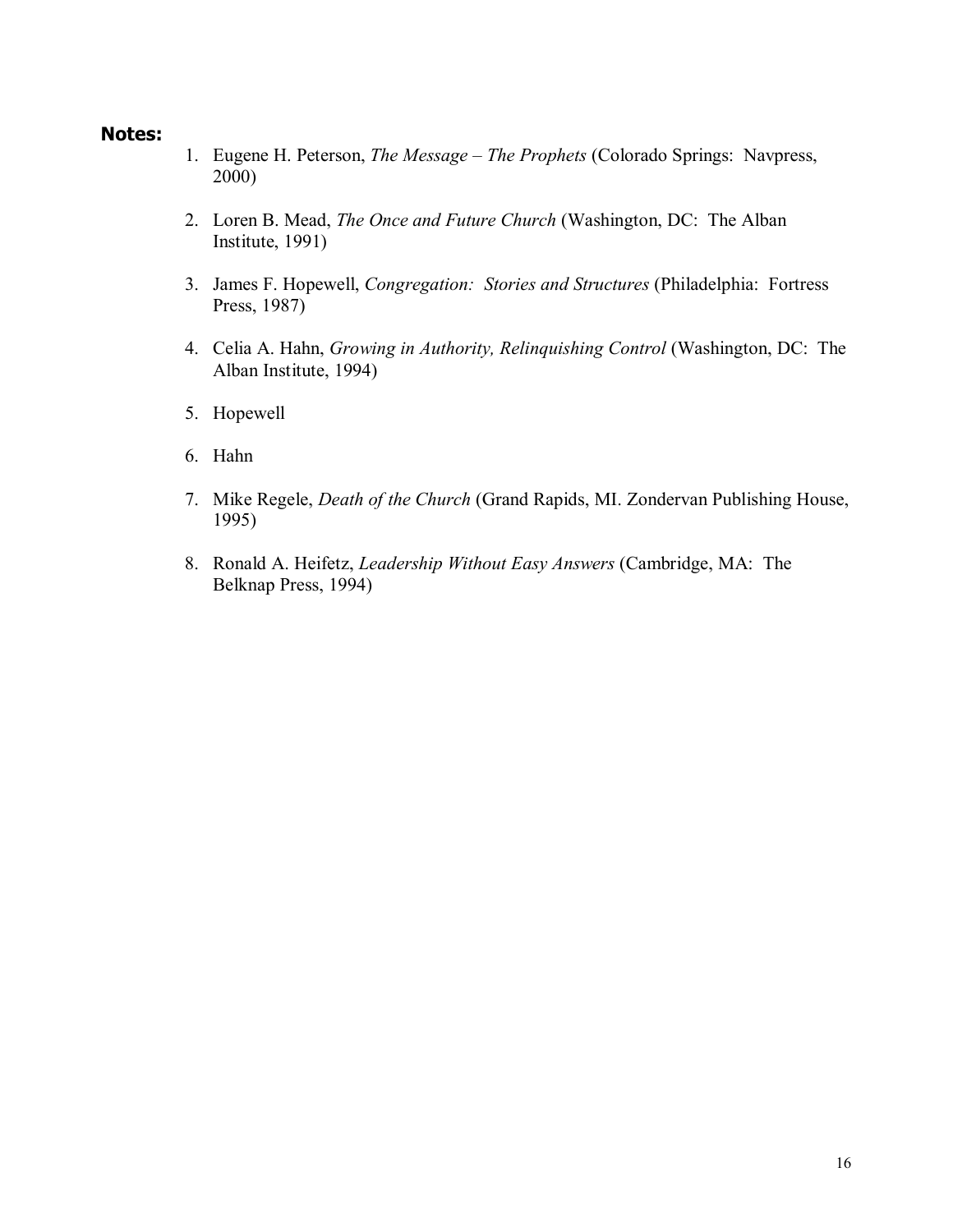**Notes:**

1. Eugene H. Peterson, *The Message – The Prophets* (Colorado Springs: Navpress, 2000)

2. Loren B. Mead, *The Once and Future Church* (Washington, DC: The Alban Institute, 1991)

3. James F. Hopewell, *Congregation: Stories and Structures* (Philadelphia: Fortress Press, 1987)

4. Celia A. Hahn, *Growing in Authority, Relinquishing Control* (Washington, DC: The Alban Institute, 1994)

5. Hopewell

6. Hahn

7. Mike Regele, *Death of the Church* (Grand Rapids, MI. Zondervan Publishing House, 1995)

8. Ronald A. Heifetz, *Leadership Without Easy Answers* (Cambridge, MA: The Belknap Press, 1994)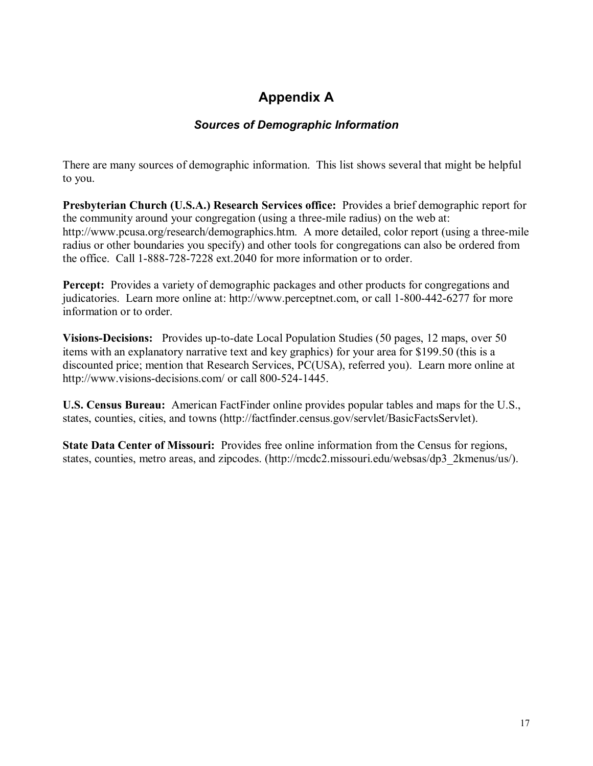# Appendix A

## *Sources of Demographic Information*

There are many sources of demographic information. This list shows several that might be helpful to you.

**Presbyterian Church (U.S.A.) Research Services office:** Provides a brief demographic report for the community around your congregation (using a three-mile radius) on the web at: http://www.pcusa.org/research/demographics.htm. A more detailed, color report (using a three-mile radius or other boundaries you specify) and other tools for congregations can also be ordered from the office. Call 1-888-728-7228 ext.2040 for more information or to order.

**Percept:** Provides a variety of demographic packages and other products for congregations and judicatories. Learn more online at: http://www.perceptnet.com, or call 1-800-442-6277 for more information or to order.

**Visions-Decisions:** Provides up-to-date Local Population Studies (50 pages, 12 maps, over 50 items with an explanatory narrative text and key graphics) for your area for $199.50 (this is a discounted price; mention that Research Services, PC(USA), referred you). Learn more online at http://www.visions-decisions.com/ or call 800-524-1445.

**U.S. Census Bureau:** American FactFinder online provides popular tables and maps for the U.S., states, counties, cities, and towns (http://factfinder.census.gov/servlet/BasicFactsServlet).

**State Data Center of Missouri:** Provides free online information from the Census for regions, states, counties, metro areas, and zipcodes. (http://mcdc2.missouri.edu/websas/dp3_2kmenus/us/).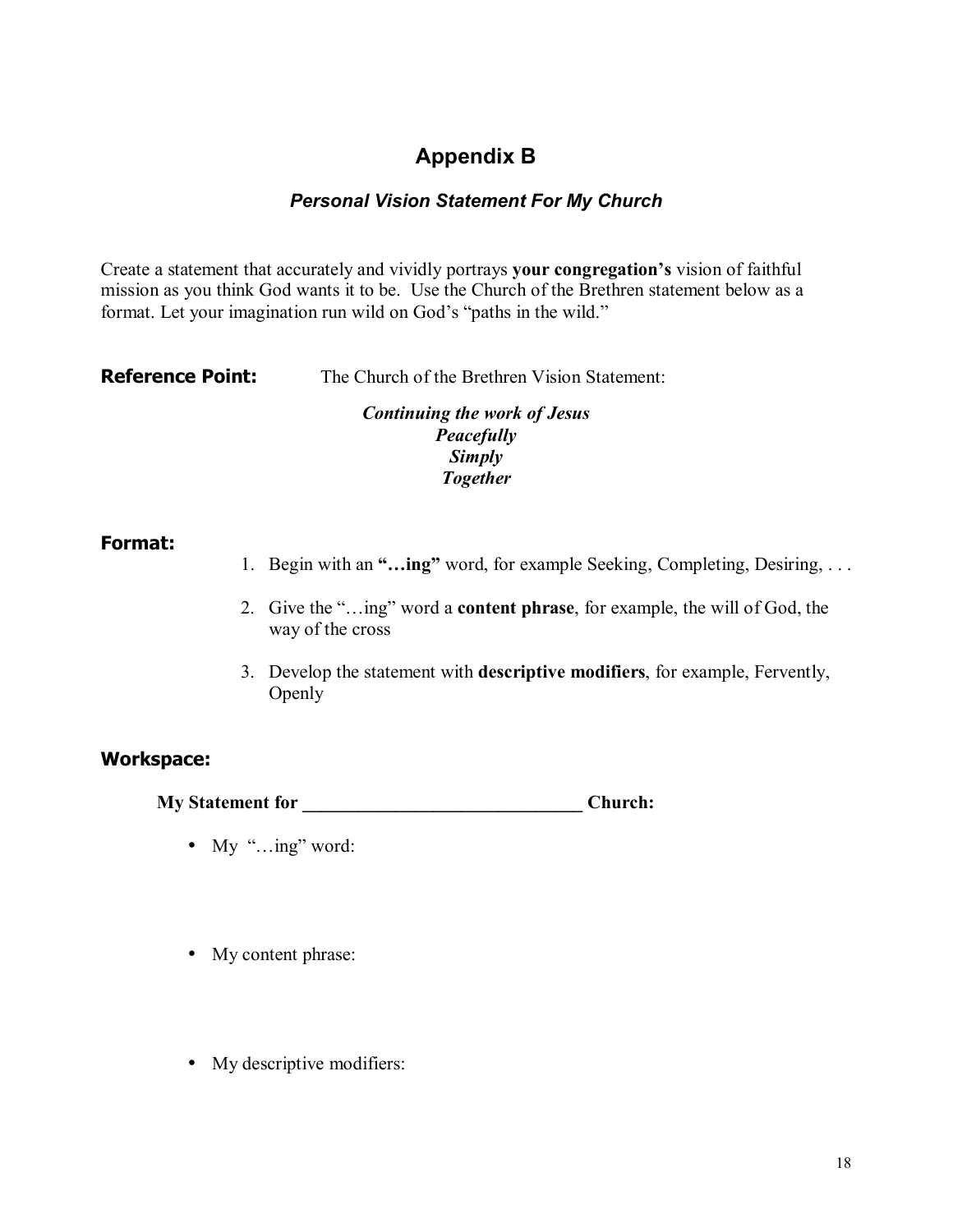# Appendix B

## *Personal Vision Statement For My Church*

Create a statement that accurately and vividly portrays **your congregation's** vision of faithful mission as you think God wants it to be. Use the Church of the Brethren statement below as a format. Let your imagination run wild on God's "paths in the wild."

**Reference Point:** The Church of the Brethren Vision Statement:

***Continuing the work of Jesus***
***Peacefully***
***Simply***
***Together***

**Format:**

1. Begin with an **"…ing"** word, for example Seeking, Completing, Desiring, . . .
2. Give the "…ing" word a **content phrase**, for example, the will of God, the way of the cross
3. Develop the statement with **descriptive modifiers**, for example, Fervently, Openly

**Workspace:**

**My Statement for ______________________________ Church:**

- My "…ing" word:
- My content phrase:
- My descriptive modifiers: